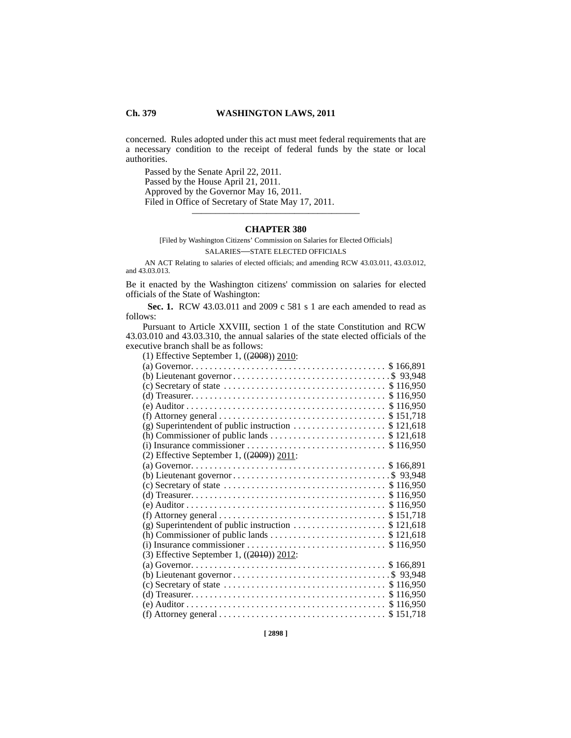concerned. Rules adopted under this act must meet federal requirements that are a necessary condition to the receipt of federal funds by the state or local authorities.

Passed by the Senate April 22, 2011.
Passed by the House April 21, 2011.
Approved by the Governor May 16, 2011.
Filed in Office of Secretary of State May 17, 2011.

---

## CHAPTER 380

[Filed by Washington Citizens' Commission on Salaries for Elected Officials]

SALARIES—STATE ELECTED OFFICIALS

AN ACT Relating to salaries of elected officials; and amending RCW 43.03.011, 43.03.012, and 43.03.013.

Be it enacted by the Washington citizens' commission on salaries for elected officials of the State of Washington:

**Sec. 1.** RCW 43.03.011 and 2009 c 581 s 1 are each amended to read as follows:

Pursuant to Article XXVIII, section 1 of the state Constitution and RCW 43.03.010 and 43.03.310, the annual salaries of the state elected officials of the executive branch shall be as follows:

(1) Effective September 1, ((~~2008~~)) 2010:

| | |
|---|---|
| (a) Governor | $ 166,891 |
| (b) Lieutenant governor | $ 93,948 |
| (c) Secretary of state | $ 116,950 |
| (d) Treasurer | $ 116,950 |
| (e) Auditor | $ 116,950 |
| (f) Attorney general | $ 151,718 |
| (g) Superintendent of public instruction | $ 121,618 |
| (h) Commissioner of public lands | $ 121,618 |
| (i) Insurance commissioner | $ 116,950 |

(2) Effective September 1, ((~~2009~~)) 2011:

| | |
|---|---|
| (a) Governor | $ 166,891 |
| (b) Lieutenant governor | $ 93,948 |
| (c) Secretary of state | $ 116,950 |
| (d) Treasurer | $ 116,950 |
| (e) Auditor | $ 116,950 |
| (f) Attorney general | $ 151,718 |
| (g) Superintendent of public instruction | $ 121,618 |
| (h) Commissioner of public lands | $ 121,618 |
| (i) Insurance commissioner | $ 116,950 |

(3) Effective September 1, ((~~2010~~)) 2012:

| | |
|---|---|
| (a) Governor | $ 166,891 |
| (b) Lieutenant governor | $ 93,948 |
| (c) Secretary of state | $ 116,950 |
| (d) Treasurer | $ 116,950 |
| (e) Auditor | $ 116,950 |
| (f) Attorney general | $ 151,718 |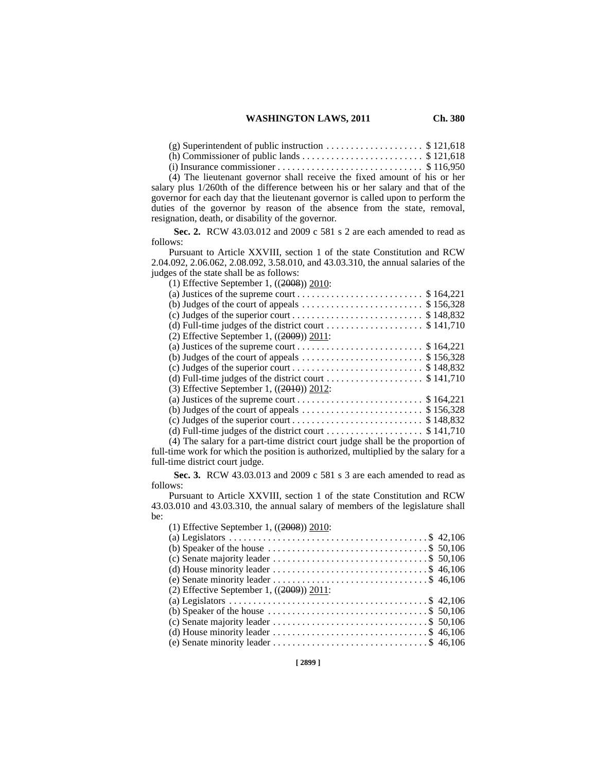(g) Superintendent of public instruction . . . . . . . . . . . . . . . . . . . . $ 121,618
(h) Commissioner of public lands . . . . . . . . . . . . . . . . . . . . . . . . . $ 121,618
(i) Insurance commissioner . . . . . . . . . . . . . . . . . . . . . . . . . . . . . . $ 116,950

(4) The lieutenant governor shall receive the fixed amount of his or her salary plus 1/260th of the difference between his or her salary and that of the governor for each day that the lieutenant governor is called upon to perform the duties of the governor by reason of the absence from the state, removal, resignation, death, or disability of the governor.

**Sec. 2.** RCW 43.03.012 and 2009 c 581 s 2 are each amended to read as follows:

Pursuant to Article XXVIII, section 1 of the state Constitution and RCW 2.04.092, 2.06.062, 2.08.092, 3.58.010, and 43.03.310, the annual salaries of the judges of the state shall be as follows:

(1) Effective September 1, ((~~2008~~)) 2010:
(a) Justices of the supreme court . . . . . . . . . . . . . . . . . . . . . . . . . . $ 164,221
(b) Judges of the court of appeals . . . . . . . . . . . . . . . . . . . . . . . . . $ 156,328
(c) Judges of the superior court . . . . . . . . . . . . . . . . . . . . . . . . . . . $ 148,832
(d) Full-time judges of the district court . . . . . . . . . . . . . . . . . . . . $ 141,710

(2) Effective September 1, ((~~2009~~)) 2011:
(a) Justices of the supreme court . . . . . . . . . . . . . . . . . . . . . . . . . . $ 164,221
(b) Judges of the court of appeals . . . . . . . . . . . . . . . . . . . . . . . . . $ 156,328
(c) Judges of the superior court . . . . . . . . . . . . . . . . . . . . . . . . . . . $ 148,832
(d) Full-time judges of the district court . . . . . . . . . . . . . . . . . . . . $ 141,710

(3) Effective September 1, ((~~2010~~)) 2012:
(a) Justices of the supreme court . . . . . . . . . . . . . . . . . . . . . . . . . . $ 164,221
(b) Judges of the court of appeals . . . . . . . . . . . . . . . . . . . . . . . . . $ 156,328
(c) Judges of the superior court . . . . . . . . . . . . . . . . . . . . . . . . . . . $ 148,832
(d) Full-time judges of the district court . . . . . . . . . . . . . . . . . . . . $ 141,710

(4) The salary for a part-time district court judge shall be the proportion of full-time work for which the position is authorized, multiplied by the salary for a full-time district court judge.

**Sec. 3.** RCW 43.03.013 and 2009 c 581 s 3 are each amended to read as follows:

Pursuant to Article XXVIII, section 1 of the state Constitution and RCW 43.03.010 and 43.03.310, the annual salary of members of the legislature shall be:

(1) Effective September 1, ((~~2008~~)) 2010:
(a) Legislators . . . . . . . . . . . . . . . . . . . . . . . . . . . . . . . . . . . . . . . . . $ 42,106
(b) Speaker of the house . . . . . . . . . . . . . . . . . . . . . . . . . . . . . . . . $ 50,106
(c) Senate majority leader . . . . . . . . . . . . . . . . . . . . . . . . . . . . . . . $ 50,106
(d) House minority leader . . . . . . . . . . . . . . . . . . . . . . . . . . . . . . . $ 46,106
(e) Senate minority leader . . . . . . . . . . . . . . . . . . . . . . . . . . . . . . . $ 46,106

(2) Effective September 1, ((~~2009~~)) 2011:
(a) Legislators . . . . . . . . . . . . . . . . . . . . . . . . . . . . . . . . . . . . . . . . . $ 42,106
(b) Speaker of the house . . . . . . . . . . . . . . . . . . . . . . . . . . . . . . . . $ 50,106
(c) Senate majority leader . . . . . . . . . . . . . . . . . . . . . . . . . . . . . . . $ 50,106
(d) House minority leader . . . . . . . . . . . . . . . . . . . . . . . . . . . . . . . $ 46,106
(e) Senate minority leader . . . . . . . . . . . . . . . . . . . . . . . . . . . . . . . $ 46,106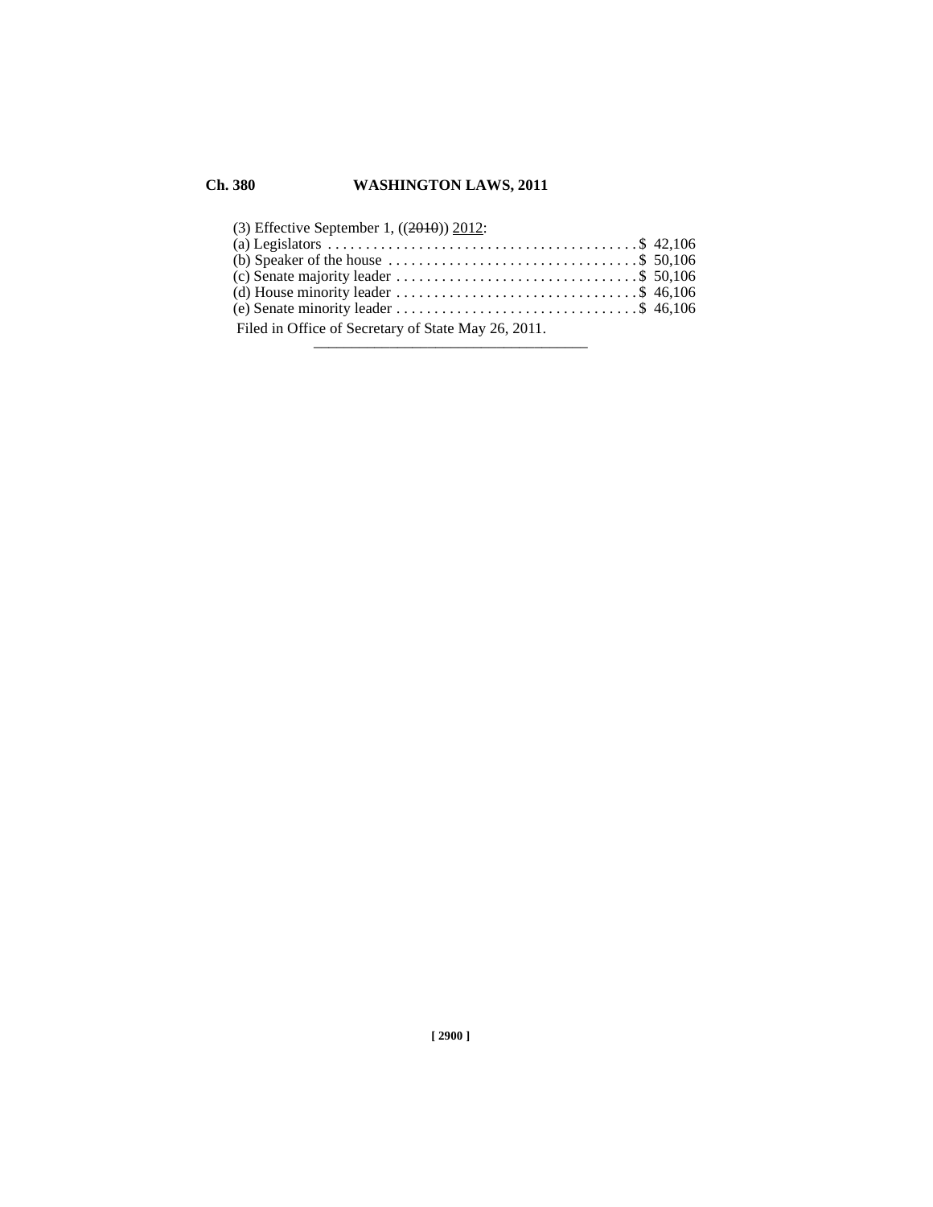(3) Effective September 1, ((~~2010~~)) <u>2012</u>:

(a) Legislators . . . . . . . . . . . . . . . . . . . . . . . . . . . . . . . . . . . . . . . . . $ 42,106

(b) Speaker of the house . . . . . . . . . . . . . . . . . . . . . . . . . . . . . . . . $ 50,106

(c) Senate majority leader . . . . . . . . . . . . . . . . . . . . . . . . . . . . . . . $ 50,106

(d) House minority leader . . . . . . . . . . . . . . . . . . . . . . . . . . . . . . . $ 46,106

(e) Senate minority leader . . . . . . . . . . . . . . . . . . . . . . . . . . . . . . . $ 46,106

Filed in Office of Secretary of State May 26, 2011.

---